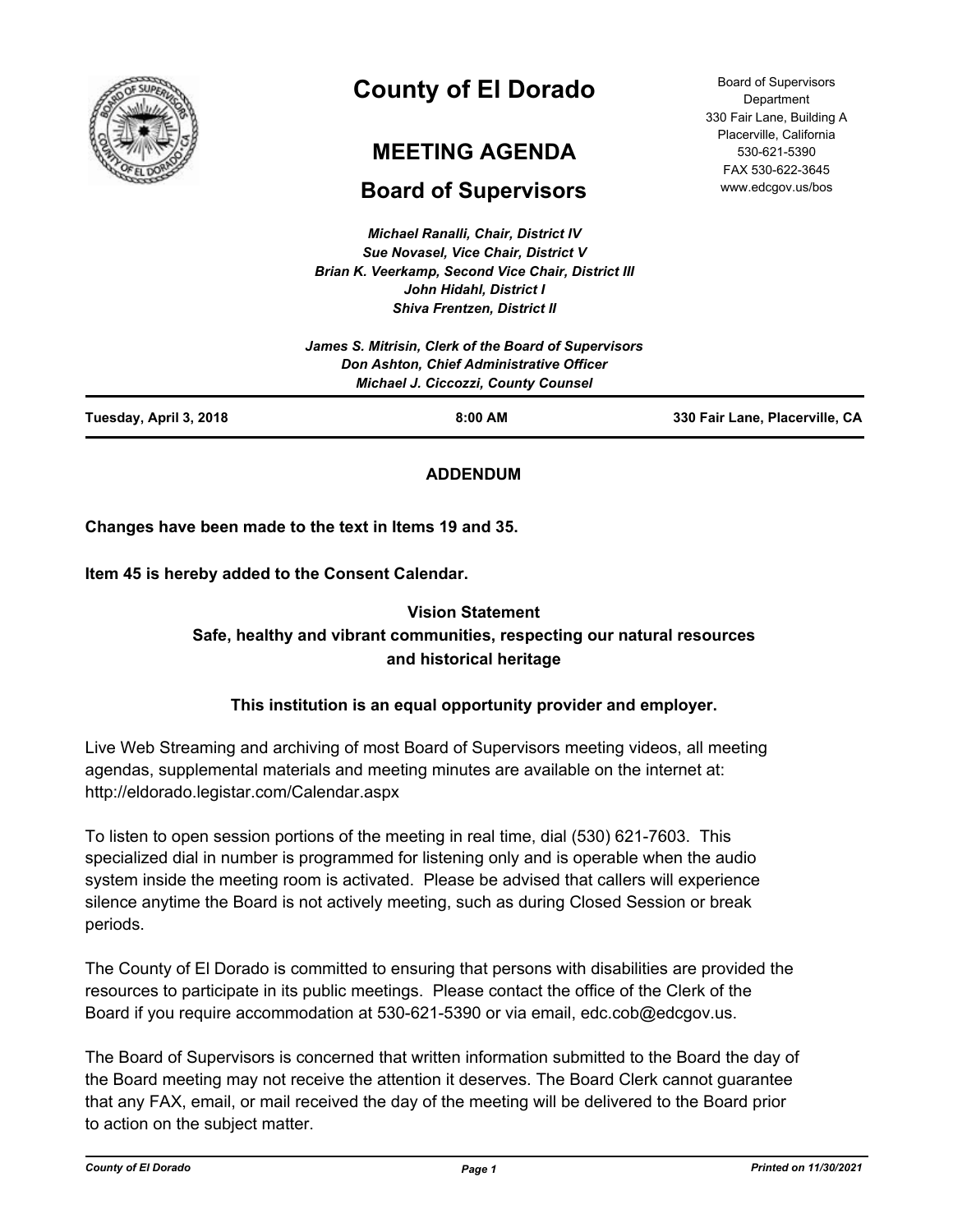# County of El Dorado

## MEETING AGENDA

## Board of Supervisors

Board of Supervisors Department
330 Fair Lane, Building A
Placerville, California
530-621-5390
FAX 530-622-3645
www.edcgov.us/bos

*Michael Ranalli, Chair, District IV*
*Sue Novasel, Vice Chair, District V*
*Brian K. Veerkamp, Second Vice Chair, District III*
*John Hidahl, District I*
*Shiva Frentzen, District II*

*James S. Mitrisin, Clerk of the Board of Supervisors*
*Don Ashton, Chief Administrative Officer*
*Michael J. Ciccozzi, County Counsel*

**Tuesday, April 3, 2018** | **8:00 AM** | **330 Fair Lane, Placerville, CA**

**ADDENDUM**

**Changes have been made to the text in Items 19 and 35.**

**Item 45 is hereby added to the Consent Calendar.**

**Vision Statement**
**Safe, healthy and vibrant communities, respecting our natural resources and historical heritage**

**This institution is an equal opportunity provider and employer.**

Live Web Streaming and archiving of most Board of Supervisors meeting videos, all meeting agendas, supplemental materials and meeting minutes are available on the internet at: http://eldorado.legistar.com/Calendar.aspx

To listen to open session portions of the meeting in real time, dial (530) 621-7603. This specialized dial in number is programmed for listening only and is operable when the audio system inside the meeting room is activated. Please be advised that callers will experience silence anytime the Board is not actively meeting, such as during Closed Session or break periods.

The County of El Dorado is committed to ensuring that persons with disabilities are provided the resources to participate in its public meetings. Please contact the office of the Clerk of the Board if you require accommodation at 530-621-5390 or via email, edc.cob@edcgov.us.

The Board of Supervisors is concerned that written information submitted to the Board the day of the Board meeting may not receive the attention it deserves. The Board Clerk cannot guarantee that any FAX, email, or mail received the day of the meeting will be delivered to the Board prior to action on the subject matter.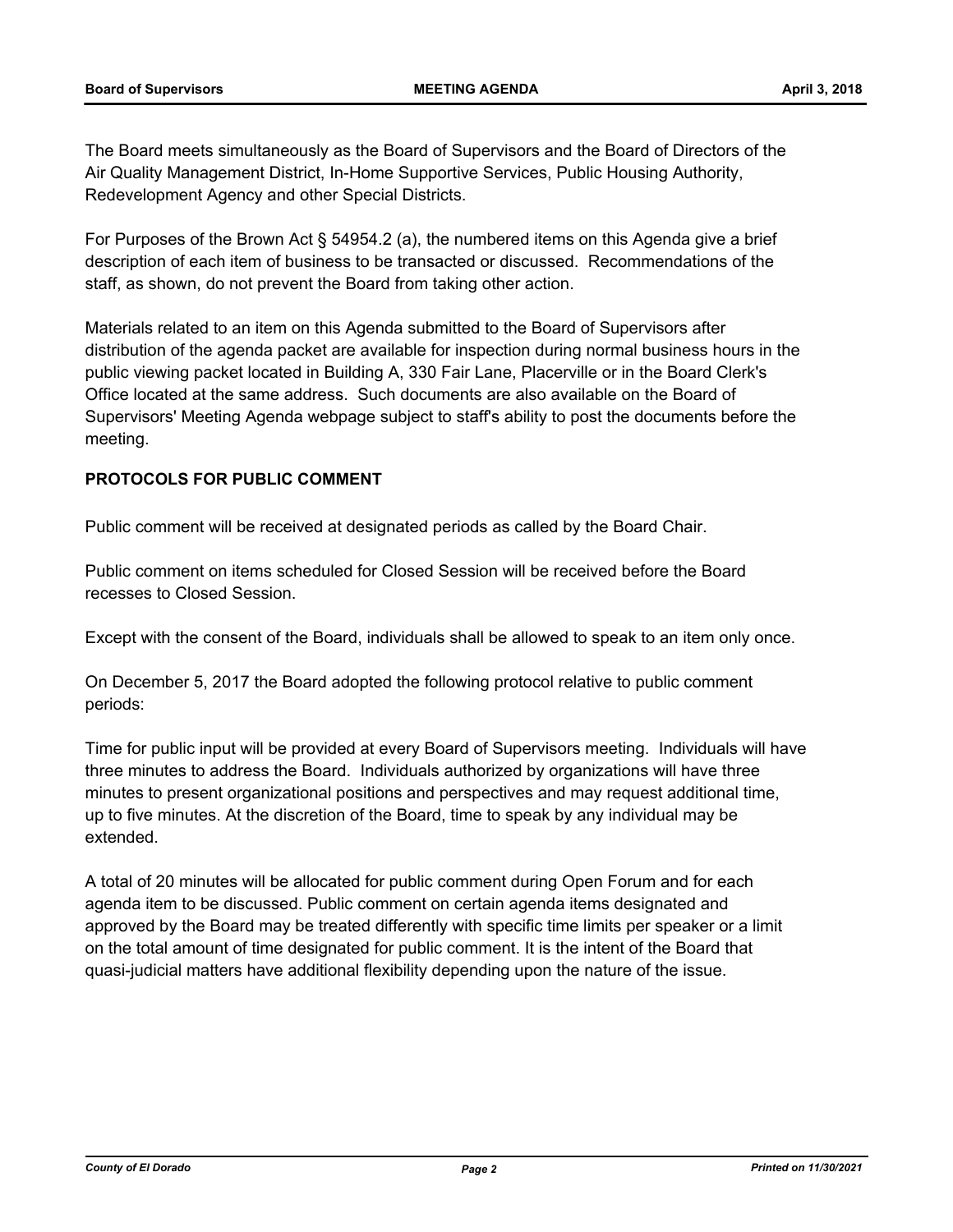The Board meets simultaneously as the Board of Supervisors and the Board of Directors of the Air Quality Management District, In-Home Supportive Services, Public Housing Authority, Redevelopment Agency and other Special Districts.

For Purposes of the Brown Act § 54954.2 (a), the numbered items on this Agenda give a brief description of each item of business to be transacted or discussed. Recommendations of the staff, as shown, do not prevent the Board from taking other action.

Materials related to an item on this Agenda submitted to the Board of Supervisors after distribution of the agenda packet are available for inspection during normal business hours in the public viewing packet located in Building A, 330 Fair Lane, Placerville or in the Board Clerk's Office located at the same address. Such documents are also available on the Board of Supervisors' Meeting Agenda webpage subject to staff's ability to post the documents before the meeting.

**PROTOCOLS FOR PUBLIC COMMENT**

Public comment will be received at designated periods as called by the Board Chair.

Public comment on items scheduled for Closed Session will be received before the Board recesses to Closed Session.

Except with the consent of the Board, individuals shall be allowed to speak to an item only once.

On December 5, 2017 the Board adopted the following protocol relative to public comment periods:

Time for public input will be provided at every Board of Supervisors meeting. Individuals will have three minutes to address the Board. Individuals authorized by organizations will have three minutes to present organizational positions and perspectives and may request additional time, up to five minutes. At the discretion of the Board, time to speak by any individual may be extended.

A total of 20 minutes will be allocated for public comment during Open Forum and for each agenda item to be discussed. Public comment on certain agenda items designated and approved by the Board may be treated differently with specific time limits per speaker or a limit on the total amount of time designated for public comment. It is the intent of the Board that quasi-judicial matters have additional flexibility depending upon the nature of the issue.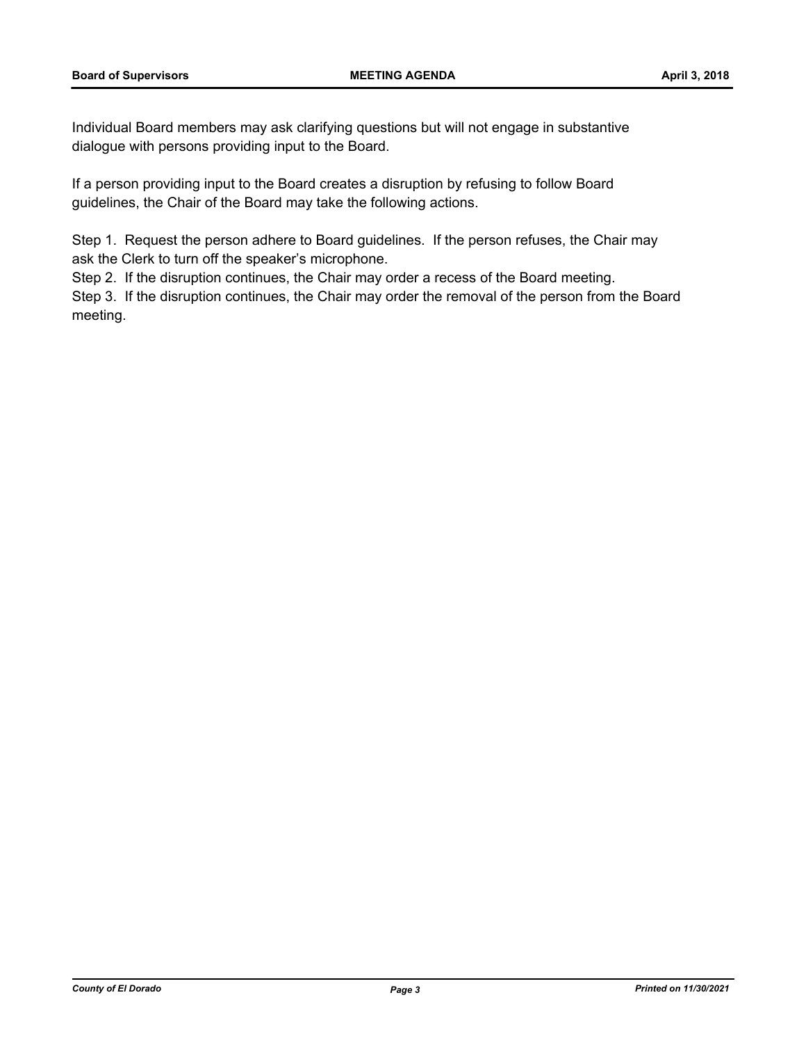Individual Board members may ask clarifying questions but will not engage in substantive dialogue with persons providing input to the Board.

If a person providing input to the Board creates a disruption by refusing to follow Board guidelines, the Chair of the Board may take the following actions.

Step 1. Request the person adhere to Board guidelines. If the person refuses, the Chair may ask the Clerk to turn off the speaker's microphone.
Step 2. If the disruption continues, the Chair may order a recess of the Board meeting.
Step 3. If the disruption continues, the Chair may order the removal of the person from the Board meeting.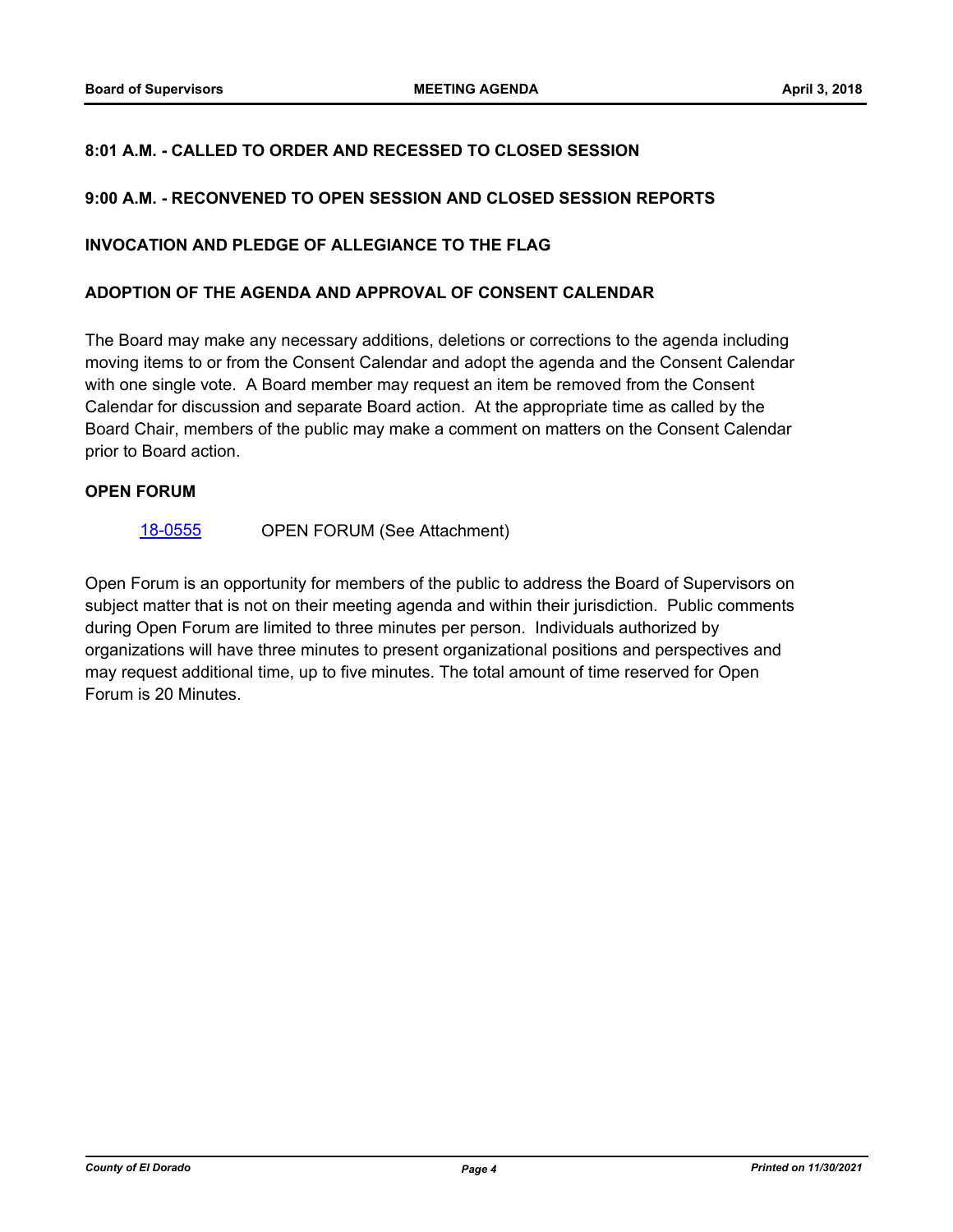**8:01 A.M. - CALLED TO ORDER AND RECESSED TO CLOSED SESSION**

**9:00 A.M. - RECONVENED TO OPEN SESSION AND CLOSED SESSION REPORTS**

**INVOCATION AND PLEDGE OF ALLEGIANCE TO THE FLAG**

**ADOPTION OF THE AGENDA AND APPROVAL OF CONSENT CALENDAR**

The Board may make any necessary additions, deletions or corrections to the agenda including moving items to or from the Consent Calendar and adopt the agenda and the Consent Calendar with one single vote. A Board member may request an item be removed from the Consent Calendar for discussion and separate Board action. At the appropriate time as called by the Board Chair, members of the public may make a comment on matters on the Consent Calendar prior to Board action.

**OPEN FORUM**

18-0555 OPEN FORUM (See Attachment)

Open Forum is an opportunity for members of the public to address the Board of Supervisors on subject matter that is not on their meeting agenda and within their jurisdiction. Public comments during Open Forum are limited to three minutes per person. Individuals authorized by organizations will have three minutes to present organizational positions and perspectives and may request additional time, up to five minutes. The total amount of time reserved for Open Forum is 20 Minutes.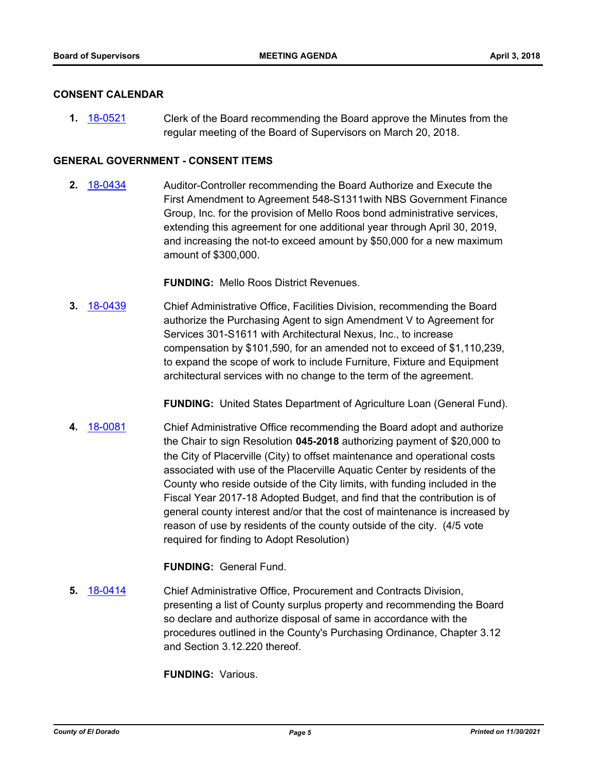## CONSENT CALENDAR

**1.** 18-0521 Clerk of the Board recommending the Board approve the Minutes from the regular meeting of the Board of Supervisors on March 20, 2018.

## GENERAL GOVERNMENT - CONSENT ITEMS

**2.** 18-0434 Auditor-Controller recommending the Board Authorize and Execute the First Amendment to Agreement 548-S1311with NBS Government Finance Group, Inc. for the provision of Mello Roos bond administrative services, extending this agreement for one additional year through April 30, 2019, and increasing the not-to exceed amount by $50,000 for a new maximum amount of $300,000.

**FUNDING:** Mello Roos District Revenues.

**3.** 18-0439 Chief Administrative Office, Facilities Division, recommending the Board authorize the Purchasing Agent to sign Amendment V to Agreement for Services 301-S1611 with Architectural Nexus, Inc., to increase compensation by $101,590, for an amended not to exceed of $1,110,239, to expand the scope of work to include Furniture, Fixture and Equipment architectural services with no change to the term of the agreement.

**FUNDING:** United States Department of Agriculture Loan (General Fund).

**4.** 18-0081 Chief Administrative Office recommending the Board adopt and authorize the Chair to sign Resolution **045-2018** authorizing payment of $20,000 to the City of Placerville (City) to offset maintenance and operational costs associated with use of the Placerville Aquatic Center by residents of the County who reside outside of the City limits, with funding included in the Fiscal Year 2017-18 Adopted Budget, and find that the contribution is of general county interest and/or that the cost of maintenance is increased by reason of use by residents of the county outside of the city. (4/5 vote required for finding to Adopt Resolution)

**FUNDING:** General Fund.

**5.** 18-0414 Chief Administrative Office, Procurement and Contracts Division, presenting a list of County surplus property and recommending the Board so declare and authorize disposal of same in accordance with the procedures outlined in the County's Purchasing Ordinance, Chapter 3.12 and Section 3.12.220 thereof.

**FUNDING:** Various.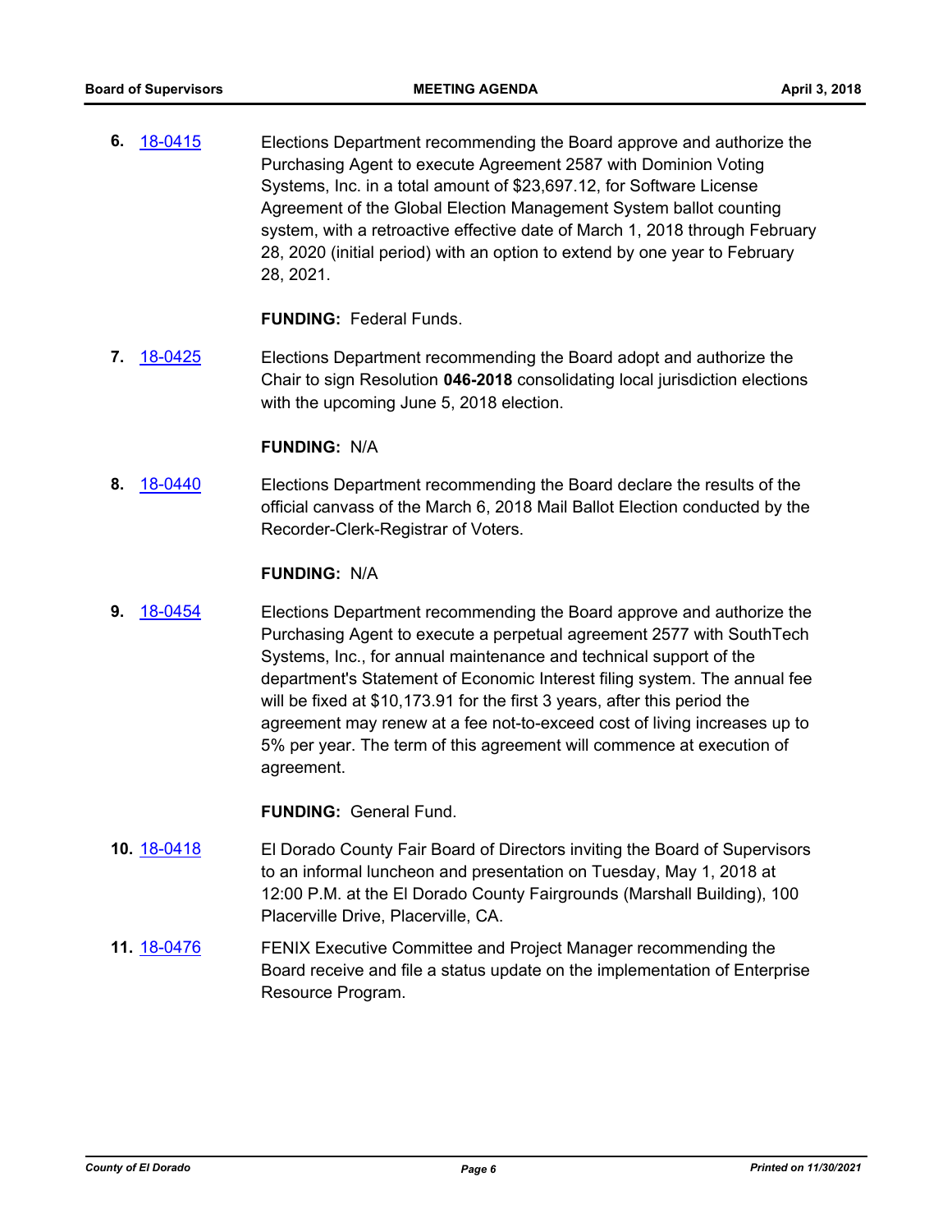6. [18-0415] Elections Department recommending the Board approve and authorize the Purchasing Agent to execute Agreement 2587 with Dominion Voting Systems, Inc. in a total amount of $23,697.12, for Software License Agreement of the Global Election Management System ballot counting system, with a retroactive effective date of March 1, 2018 through February 28, 2020 (initial period) with an option to extend by one year to February 28, 2021.

   **FUNDING:** Federal Funds.

7. [18-0425] Elections Department recommending the Board adopt and authorize the Chair to sign Resolution **046-2018** consolidating local jurisdiction elections with the upcoming June 5, 2018 election.

   **FUNDING:** N/A

8. [18-0440] Elections Department recommending the Board declare the results of the official canvass of the March 6, 2018 Mail Ballot Election conducted by the Recorder-Clerk-Registrar of Voters.

   **FUNDING:** N/A

9. [18-0454] Elections Department recommending the Board approve and authorize the Purchasing Agent to execute a perpetual agreement 2577 with SouthTech Systems, Inc., for annual maintenance and technical support of the department's Statement of Economic Interest filing system. The annual fee will be fixed at $10,173.91 for the first 3 years, after this period the agreement may renew at a fee not-to-exceed cost of living increases up to 5% per year. The term of this agreement will commence at execution of agreement.

   **FUNDING:** General Fund.

10. [18-0418] El Dorado County Fair Board of Directors inviting the Board of Supervisors to an informal luncheon and presentation on Tuesday, May 1, 2018 at 12:00 P.M. at the El Dorado County Fairgrounds (Marshall Building), 100 Placerville Drive, Placerville, CA.

11. [18-0476] FENIX Executive Committee and Project Manager recommending the Board receive and file a status update on the implementation of Enterprise Resource Program.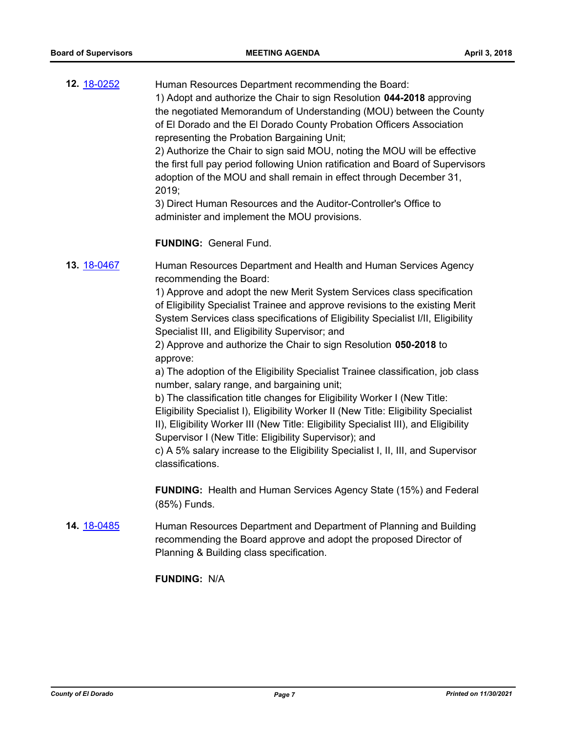**12.** 18-0252

Human Resources Department recommending the Board:
1) Adopt and authorize the Chair to sign Resolution **044-2018** approving the negotiated Memorandum of Understanding (MOU) between the County of El Dorado and the El Dorado County Probation Officers Association representing the Probation Bargaining Unit;
2) Authorize the Chair to sign said MOU, noting the MOU will be effective the first full pay period following Union ratification and Board of Supervisors adoption of the MOU and shall remain in effect through December 31, 2019;
3) Direct Human Resources and the Auditor-Controller's Office to administer and implement the MOU provisions.

**FUNDING:** General Fund.

**13.** 18-0467

Human Resources Department and Health and Human Services Agency recommending the Board:
1) Approve and adopt the new Merit System Services class specification of Eligibility Specialist Trainee and approve revisions to the existing Merit System Services class specifications of Eligibility Specialist I/II, Eligibility Specialist III, and Eligibility Supervisor; and
2) Approve and authorize the Chair to sign Resolution **050-2018** to approve:
a) The adoption of the Eligibility Specialist Trainee classification, job class number, salary range, and bargaining unit;
b) The classification title changes for Eligibility Worker I (New Title: Eligibility Specialist I), Eligibility Worker II (New Title: Eligibility Specialist II), Eligibility Worker III (New Title: Eligibility Specialist III), and Eligibility Supervisor I (New Title: Eligibility Supervisor); and
c) A 5% salary increase to the Eligibility Specialist I, II, III, and Supervisor classifications.

**FUNDING:** Health and Human Services Agency State (15%) and Federal (85%) Funds.

**14.** 18-0485

Human Resources Department and Department of Planning and Building recommending the Board approve and adopt the proposed Director of Planning & Building class specification.

**FUNDING:** N/A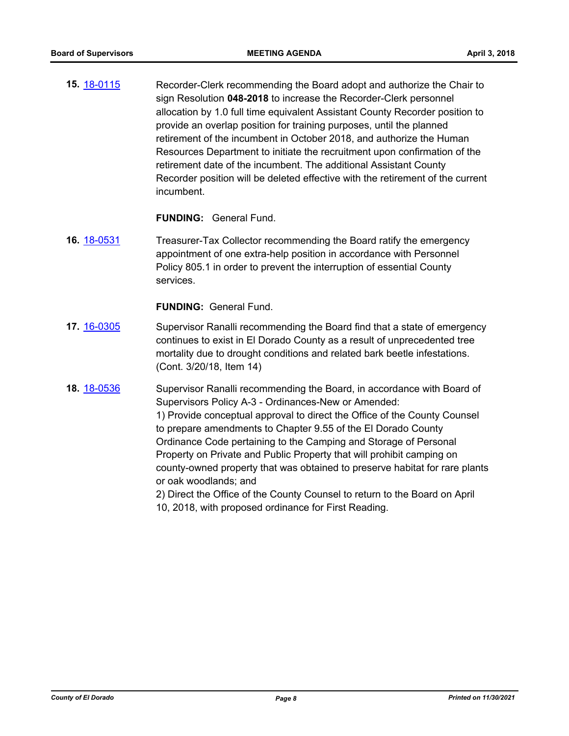**15.** 18-0115 Recorder-Clerk recommending the Board adopt and authorize the Chair to sign Resolution **048-2018** to increase the Recorder-Clerk personnel allocation by 1.0 full time equivalent Assistant County Recorder position to provide an overlap position for training purposes, until the planned retirement of the incumbent in October 2018, and authorize the Human Resources Department to initiate the recruitment upon confirmation of the retirement date of the incumbent. The additional Assistant County Recorder position will be deleted effective with the retirement of the current incumbent.

**FUNDING:** General Fund.

**16.** 18-0531 Treasurer-Tax Collector recommending the Board ratify the emergency appointment of one extra-help position in accordance with Personnel Policy 805.1 in order to prevent the interruption of essential County services.

**FUNDING:** General Fund.

**17.** 16-0305 Supervisor Ranalli recommending the Board find that a state of emergency continues to exist in El Dorado County as a result of unprecedented tree mortality due to drought conditions and related bark beetle infestations. (Cont. 3/20/18, Item 14)

**18.** 18-0536 Supervisor Ranalli recommending the Board, in accordance with Board of Supervisors Policy A-3 - Ordinances-New or Amended:

1) Provide conceptual approval to direct the Office of the County Counsel to prepare amendments to Chapter 9.55 of the El Dorado County Ordinance Code pertaining to the Camping and Storage of Personal Property on Private and Public Property that will prohibit camping on county-owned property that was obtained to preserve habitat for rare plants or oak woodlands; and

2) Direct the Office of the County Counsel to return to the Board on April 10, 2018, with proposed ordinance for First Reading.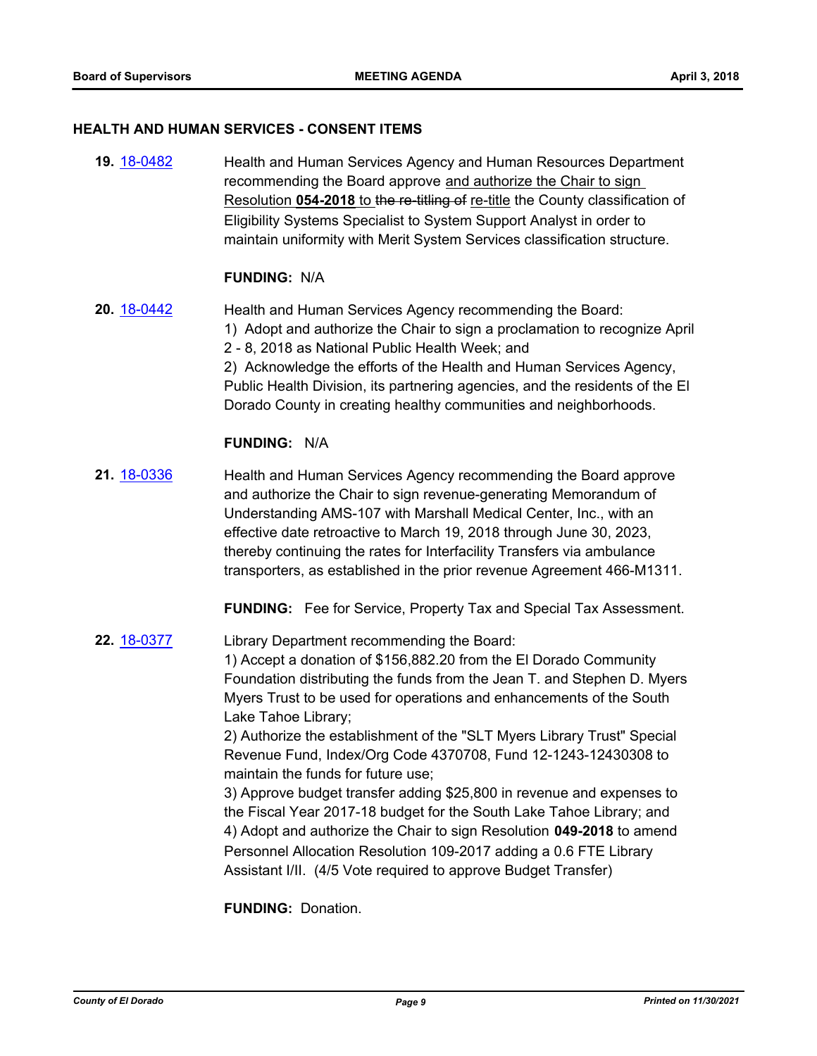## HEALTH AND HUMAN SERVICES - CONSENT ITEMS

**19.** [18-0482](18-0482) Health and Human Services Agency and Human Resources Department recommending the Board approve <u>and authorize the Chair to sign Resolution **054-2018** to</u> ~~the re-titling of~~ <u>re-title</u> the County classification of Eligibility Systems Specialist to System Support Analyst in order to maintain uniformity with Merit System Services classification structure.

**FUNDING:** N/A

**20.** [18-0442](18-0442) Health and Human Services Agency recommending the Board:
1) Adopt and authorize the Chair to sign a proclamation to recognize April 2 - 8, 2018 as National Public Health Week; and
2) Acknowledge the efforts of the Health and Human Services Agency, Public Health Division, its partnering agencies, and the residents of the El Dorado County in creating healthy communities and neighborhoods.

**FUNDING:** N/A

**21.** [18-0336](18-0336) Health and Human Services Agency recommending the Board approve and authorize the Chair to sign revenue-generating Memorandum of Understanding AMS-107 with Marshall Medical Center, Inc., with an effective date retroactive to March 19, 2018 through June 30, 2023, thereby continuing the rates for Interfacility Transfers via ambulance transporters, as established in the prior revenue Agreement 466-M1311.

**FUNDING:** Fee for Service, Property Tax and Special Tax Assessment.

**22.** [18-0377](18-0377) Library Department recommending the Board:
1) Accept a donation of $156,882.20 from the El Dorado Community Foundation distributing the funds from the Jean T. and Stephen D. Myers Myers Trust to be used for operations and enhancements of the South Lake Tahoe Library;
2) Authorize the establishment of the "SLT Myers Library Trust" Special Revenue Fund, Index/Org Code 4370708, Fund 12-1243-12430308 to maintain the funds for future use;
3) Approve budget transfer adding $25,800 in revenue and expenses to the Fiscal Year 2017-18 budget for the South Lake Tahoe Library; and
4) Adopt and authorize the Chair to sign Resolution **049-2018** to amend Personnel Allocation Resolution 109-2017 adding a 0.6 FTE Library Assistant I/II. (4/5 Vote required to approve Budget Transfer)

**FUNDING:** Donation.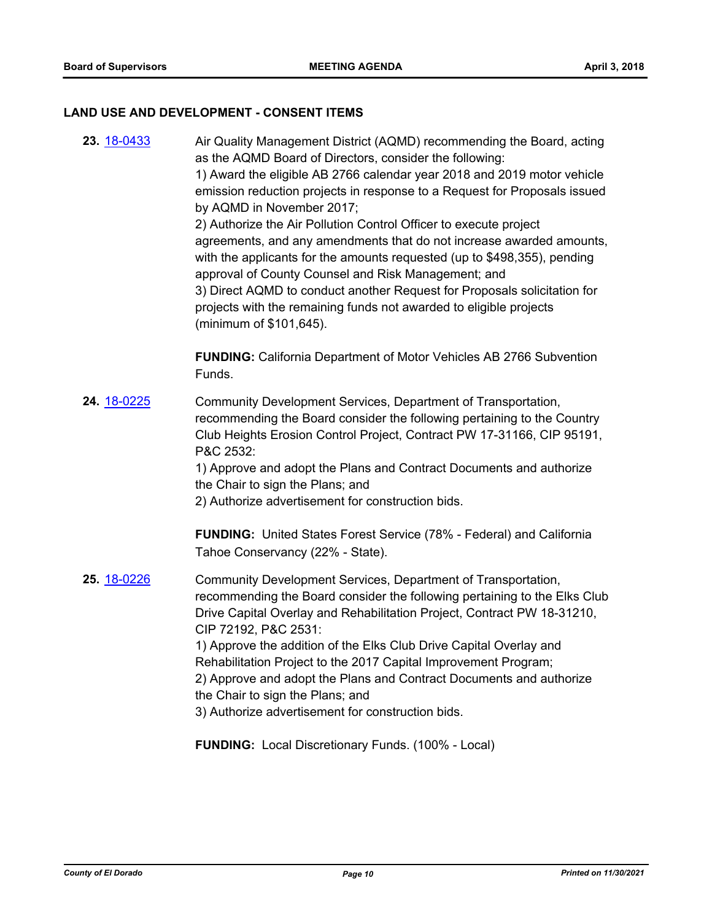## LAND USE AND DEVELOPMENT - CONSENT ITEMS

**23.** [18-0433](18-0433) Air Quality Management District (AQMD) recommending the Board, acting as the AQMD Board of Directors, consider the following:
1) Award the eligible AB 2766 calendar year 2018 and 2019 motor vehicle emission reduction projects in response to a Request for Proposals issued by AQMD in November 2017;
2) Authorize the Air Pollution Control Officer to execute project agreements, and any amendments that do not increase awarded amounts, with the applicants for the amounts requested (up to $498,355), pending approval of County Counsel and Risk Management; and
3) Direct AQMD to conduct another Request for Proposals solicitation for projects with the remaining funds not awarded to eligible projects (minimum of $101,645).

**FUNDING:** California Department of Motor Vehicles AB 2766 Subvention Funds.

**24.** [18-0225](18-0225) Community Development Services, Department of Transportation, recommending the Board consider the following pertaining to the Country Club Heights Erosion Control Project, Contract PW 17-31166, CIP 95191, P&C 2532:
1) Approve and adopt the Plans and Contract Documents and authorize the Chair to sign the Plans; and
2) Authorize advertisement for construction bids.

**FUNDING:** United States Forest Service (78% - Federal) and California Tahoe Conservancy (22% - State).

**25.** [18-0226](18-0226) Community Development Services, Department of Transportation, recommending the Board consider the following pertaining to the Elks Club Drive Capital Overlay and Rehabilitation Project, Contract PW 18-31210, CIP 72192, P&C 2531:
1) Approve the addition of the Elks Club Drive Capital Overlay and Rehabilitation Project to the 2017 Capital Improvement Program;
2) Approve and adopt the Plans and Contract Documents and authorize the Chair to sign the Plans; and
3) Authorize advertisement for construction bids.

**FUNDING:** Local Discretionary Funds. (100% - Local)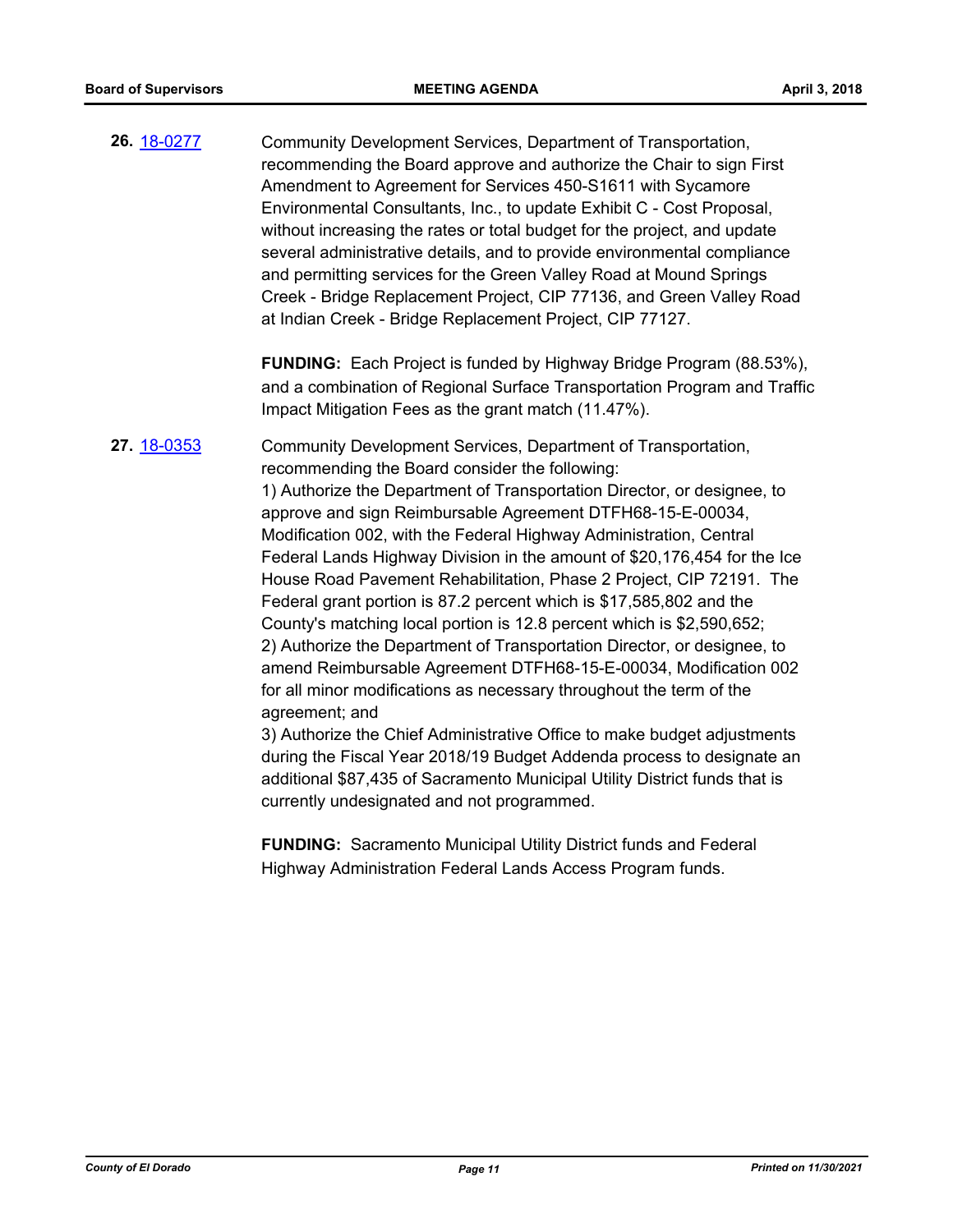**26.** [18-0277](18-0277)

Community Development Services, Department of Transportation, recommending the Board approve and authorize the Chair to sign First Amendment to Agreement for Services 450-S1611 with Sycamore Environmental Consultants, Inc., to update Exhibit C - Cost Proposal, without increasing the rates or total budget for the project, and update several administrative details, and to provide environmental compliance and permitting services for the Green Valley Road at Mound Springs Creek - Bridge Replacement Project, CIP 77136, and Green Valley Road at Indian Creek - Bridge Replacement Project, CIP 77127.

**FUNDING:** Each Project is funded by Highway Bridge Program (88.53%), and a combination of Regional Surface Transportation Program and Traffic Impact Mitigation Fees as the grant match (11.47%).

**27.** [18-0353](18-0353)

Community Development Services, Department of Transportation, recommending the Board consider the following:

1) Authorize the Department of Transportation Director, or designee, to approve and sign Reimbursable Agreement DTFH68-15-E-00034, Modification 002, with the Federal Highway Administration, Central Federal Lands Highway Division in the amount of $20,176,454 for the Ice House Road Pavement Rehabilitation, Phase 2 Project, CIP 72191. The Federal grant portion is 87.2 percent which is $17,585,802 and the County's matching local portion is 12.8 percent which is $2,590,652;

2) Authorize the Department of Transportation Director, or designee, to amend Reimbursable Agreement DTFH68-15-E-00034, Modification 002 for all minor modifications as necessary throughout the term of the agreement; and

3) Authorize the Chief Administrative Office to make budget adjustments during the Fiscal Year 2018/19 Budget Addenda process to designate an additional $87,435 of Sacramento Municipal Utility District funds that is currently undesignated and not programmed.

**FUNDING:** Sacramento Municipal Utility District funds and Federal Highway Administration Federal Lands Access Program funds.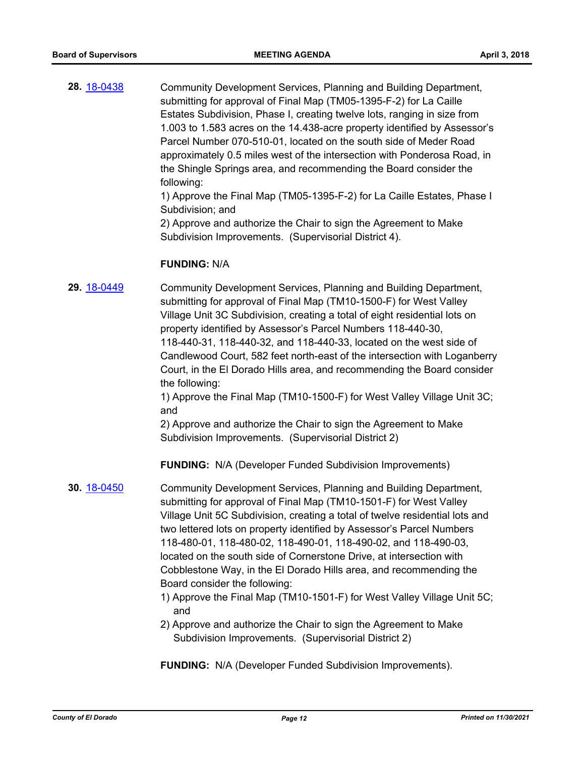**28.** 18-0438

Community Development Services, Planning and Building Department, submitting for approval of Final Map (TM05-1395-F-2) for La Caille Estates Subdivision, Phase I, creating twelve lots, ranging in size from 1.003 to 1.583 acres on the 14.438-acre property identified by Assessor's Parcel Number 070-510-01, located on the south side of Meder Road approximately 0.5 miles west of the intersection with Ponderosa Road, in the Shingle Springs area, and recommending the Board consider the following:
1) Approve the Final Map (TM05-1395-F-2) for La Caille Estates, Phase I Subdivision; and
2) Approve and authorize the Chair to sign the Agreement to Make Subdivision Improvements. (Supervisorial District 4).

**FUNDING:** N/A

**29.** 18-0449

Community Development Services, Planning and Building Department, submitting for approval of Final Map (TM10-1500-F) for West Valley Village Unit 3C Subdivision, creating a total of eight residential lots on property identified by Assessor's Parcel Numbers 118-440-30, 118-440-31, 118-440-32, and 118-440-33, located on the west side of Candlewood Court, 582 feet north-east of the intersection with Loganberry Court, in the El Dorado Hills area, and recommending the Board consider the following:
1) Approve the Final Map (TM10-1500-F) for West Valley Village Unit 3C; and
2) Approve and authorize the Chair to sign the Agreement to Make Subdivision Improvements. (Supervisorial District 2)

**FUNDING:** N/A (Developer Funded Subdivision Improvements)

**30.** 18-0450

Community Development Services, Planning and Building Department, submitting for approval of Final Map (TM10-1501-F) for West Valley Village Unit 5C Subdivision, creating a total of twelve residential lots and two lettered lots on property identified by Assessor's Parcel Numbers 118-480-01, 118-480-02, 118-490-01, 118-490-02, and 118-490-03, located on the south side of Cornerstone Drive, at intersection with Cobblestone Way, in the El Dorado Hills area, and recommending the Board consider the following:

1) Approve the Final Map (TM10-1501-F) for West Valley Village Unit 5C; and
2) Approve and authorize the Chair to sign the Agreement to Make Subdivision Improvements. (Supervisorial District 2)

**FUNDING:** N/A (Developer Funded Subdivision Improvements).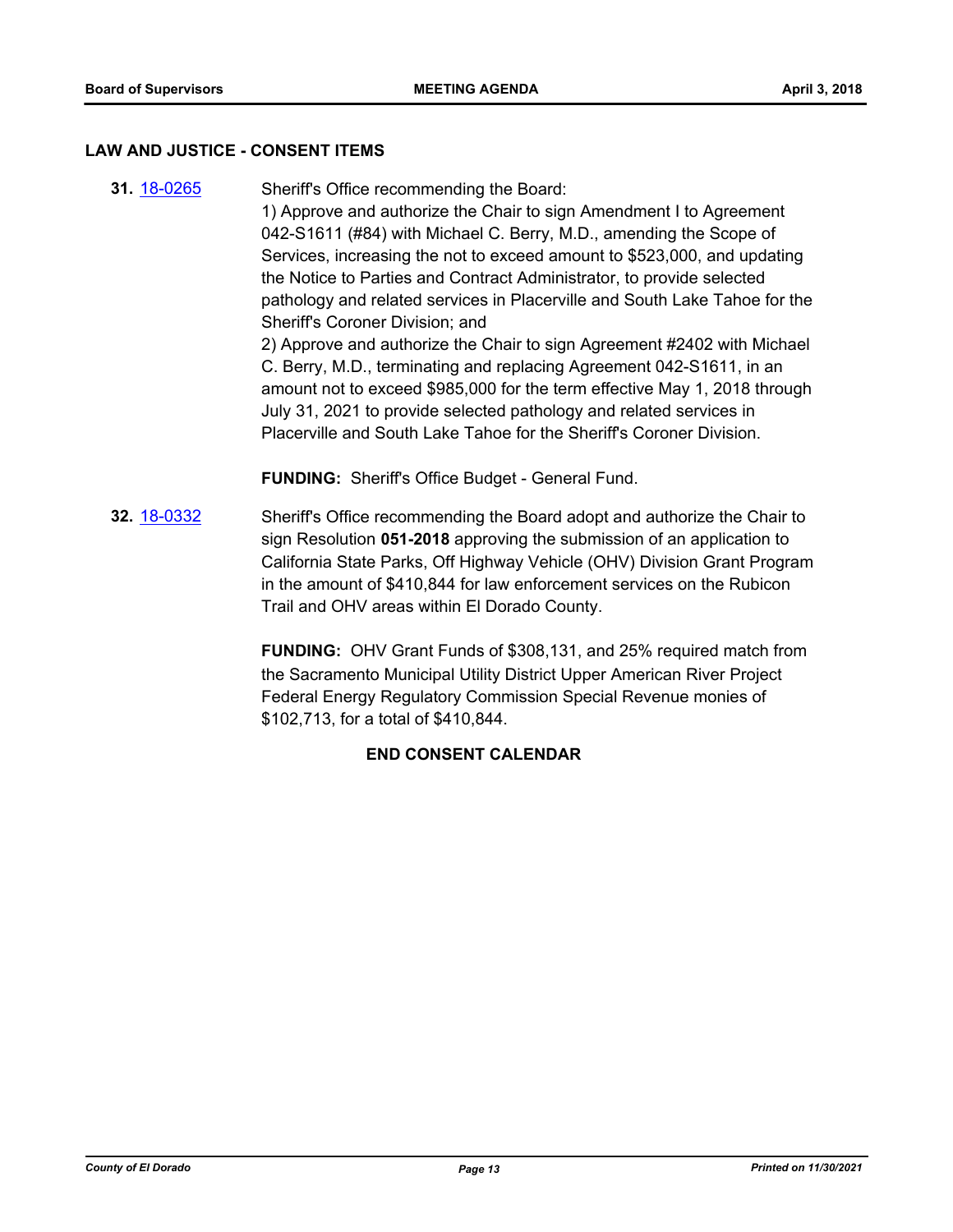## LAW AND JUSTICE - CONSENT ITEMS

**31.** [18-0265](18-0265) Sheriff's Office recommending the Board:

1) Approve and authorize the Chair to sign Amendment I to Agreement 042-S1611 (#84) with Michael C. Berry, M.D., amending the Scope of Services, increasing the not to exceed amount to $523,000, and updating the Notice to Parties and Contract Administrator, to provide selected pathology and related services in Placerville and South Lake Tahoe for the Sheriff's Coroner Division; and

2) Approve and authorize the Chair to sign Agreement #2402 with Michael C. Berry, M.D., terminating and replacing Agreement 042-S1611, in an amount not to exceed $985,000 for the term effective May 1, 2018 through July 31, 2021 to provide selected pathology and related services in Placerville and South Lake Tahoe for the Sheriff's Coroner Division.

**FUNDING:** Sheriff's Office Budget - General Fund.

**32.** [18-0332](18-0332) Sheriff's Office recommending the Board adopt and authorize the Chair to sign Resolution **051-2018** approving the submission of an application to California State Parks, Off Highway Vehicle (OHV) Division Grant Program in the amount of $410,844 for law enforcement services on the Rubicon Trail and OHV areas within El Dorado County.

**FUNDING:** OHV Grant Funds of $308,131, and 25% required match from the Sacramento Municipal Utility District Upper American River Project Federal Energy Regulatory Commission Special Revenue monies of $102,713, for a total of $410,844.

**END CONSENT CALENDAR**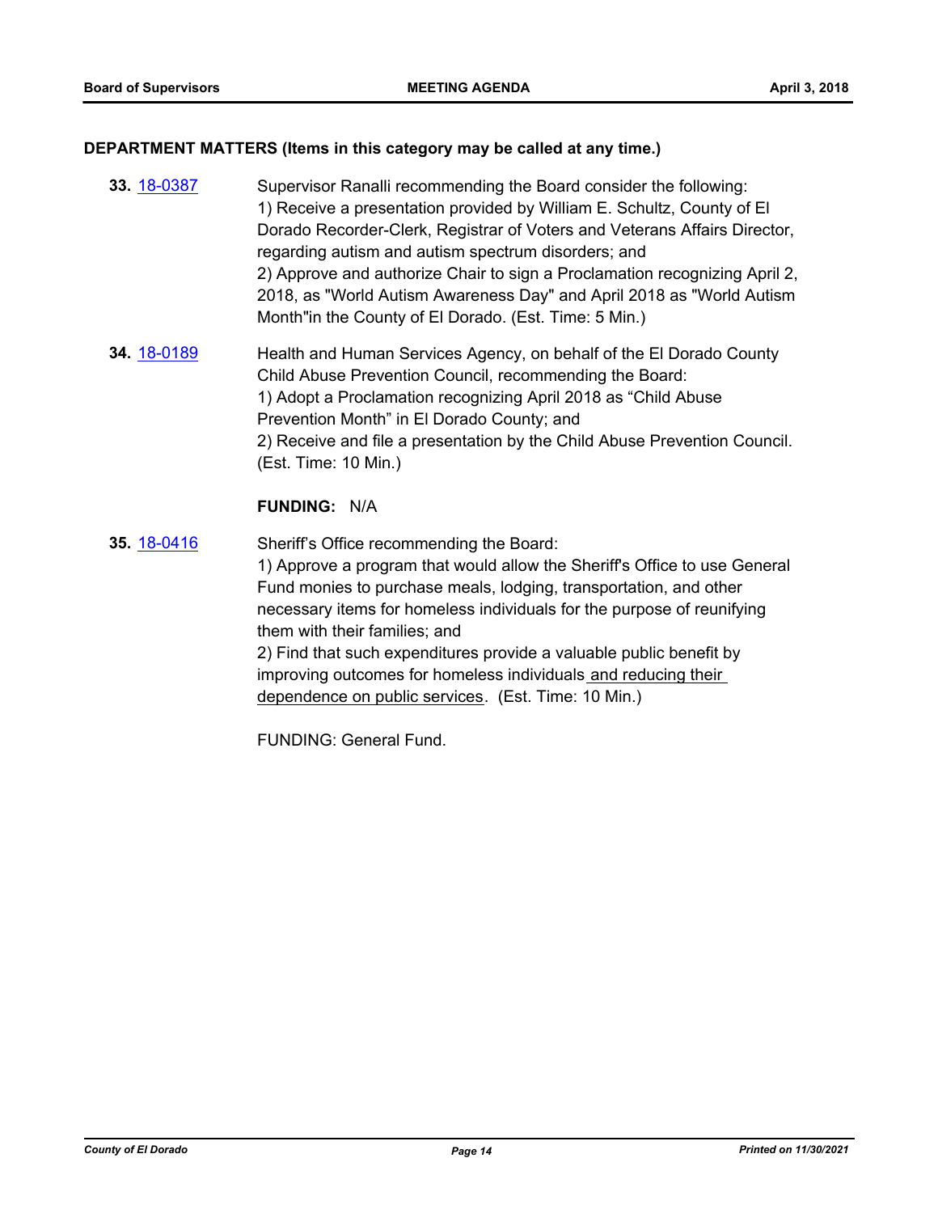## DEPARTMENT MATTERS (Items in this category may be called at any time.)

**33.** 18-0387

Supervisor Ranalli recommending the Board consider the following:
1) Receive a presentation provided by William E. Schultz, County of El Dorado Recorder-Clerk, Registrar of Voters and Veterans Affairs Director, regarding autism and autism spectrum disorders; and
2) Approve and authorize Chair to sign a Proclamation recognizing April 2, 2018, as "World Autism Awareness Day" and April 2018 as "World Autism Month"in the County of El Dorado. (Est. Time: 5 Min.)

**34.** 18-0189

Health and Human Services Agency, on behalf of the El Dorado County Child Abuse Prevention Council, recommending the Board:
1) Adopt a Proclamation recognizing April 2018 as “Child Abuse Prevention Month” in El Dorado County; and
2) Receive and file a presentation by the Child Abuse Prevention Council. (Est. Time: 10 Min.)

**FUNDING:** N/A

**35.** 18-0416

Sheriff’s Office recommending the Board:
1) Approve a program that would allow the Sheriff's Office to use General Fund monies to purchase meals, lodging, transportation, and other necessary items for homeless individuals for the purpose of reunifying them with their families; and
2) Find that such expenditures provide a valuable public benefit by improving outcomes for homeless individuals and reducing their dependence on public services. (Est. Time: 10 Min.)

FUNDING: General Fund.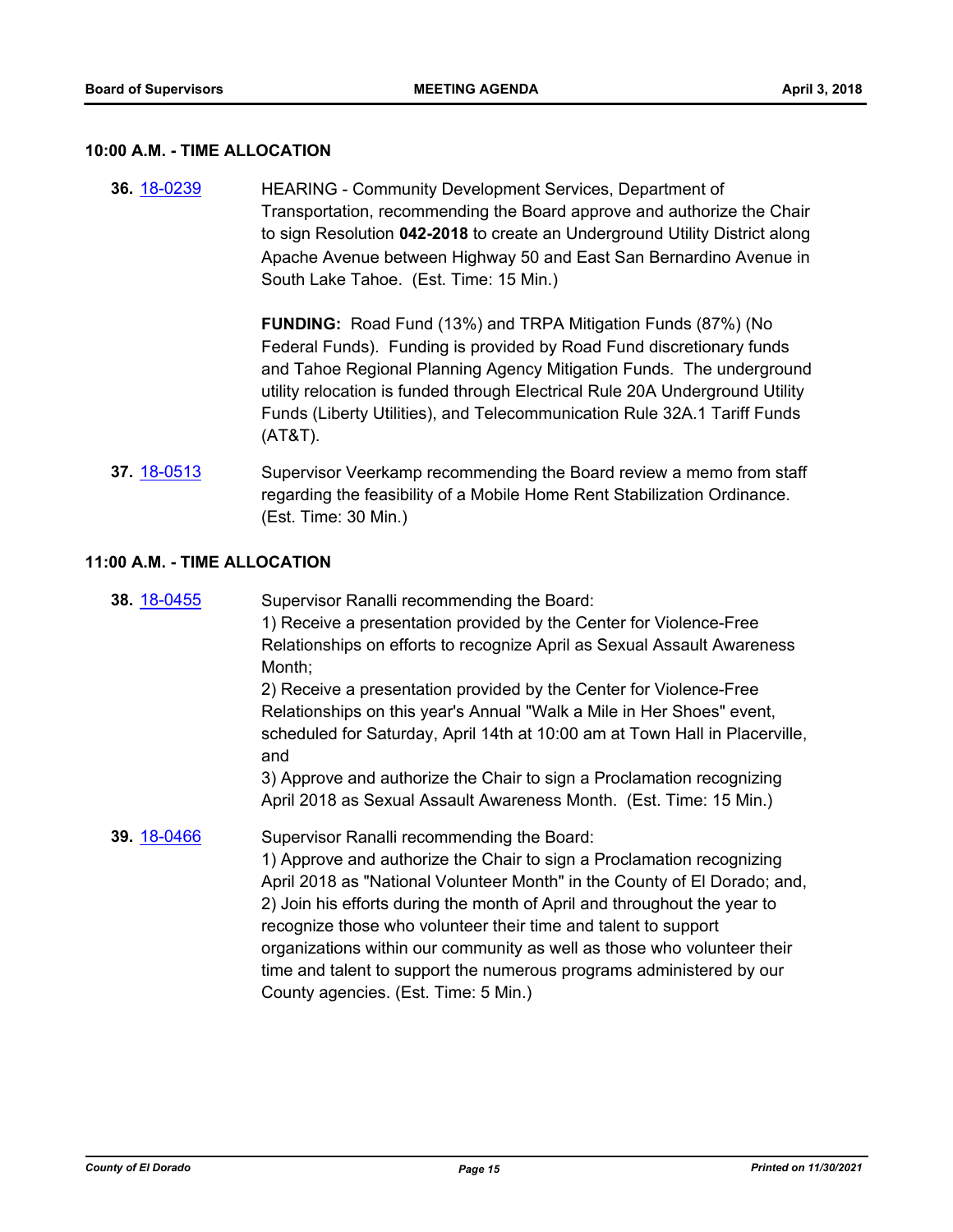## 10:00 A.M. - TIME ALLOCATION

**36.** 18-0239 HEARING - Community Development Services, Department of Transportation, recommending the Board approve and authorize the Chair to sign Resolution **042-2018** to create an Underground Utility District along Apache Avenue between Highway 50 and East San Bernardino Avenue in South Lake Tahoe. (Est. Time: 15 Min.)

**FUNDING:** Road Fund (13%) and TRPA Mitigation Funds (87%) (No Federal Funds). Funding is provided by Road Fund discretionary funds and Tahoe Regional Planning Agency Mitigation Funds. The underground utility relocation is funded through Electrical Rule 20A Underground Utility Funds (Liberty Utilities), and Telecommunication Rule 32A.1 Tariff Funds (AT&T).

**37.** 18-0513 Supervisor Veerkamp recommending the Board review a memo from staff regarding the feasibility of a Mobile Home Rent Stabilization Ordinance. (Est. Time: 30 Min.)

## 11:00 A.M. - TIME ALLOCATION

**38.** 18-0455 Supervisor Ranalli recommending the Board:
1) Receive a presentation provided by the Center for Violence-Free Relationships on efforts to recognize April as Sexual Assault Awareness Month;
2) Receive a presentation provided by the Center for Violence-Free Relationships on this year's Annual "Walk a Mile in Her Shoes" event, scheduled for Saturday, April 14th at 10:00 am at Town Hall in Placerville, and
3) Approve and authorize the Chair to sign a Proclamation recognizing April 2018 as Sexual Assault Awareness Month. (Est. Time: 15 Min.)

**39.** 18-0466 Supervisor Ranalli recommending the Board:
1) Approve and authorize the Chair to sign a Proclamation recognizing April 2018 as "National Volunteer Month" in the County of El Dorado; and,
2) Join his efforts during the month of April and throughout the year to recognize those who volunteer their time and talent to support organizations within our community as well as those who volunteer their time and talent to support the numerous programs administered by our County agencies. (Est. Time: 5 Min.)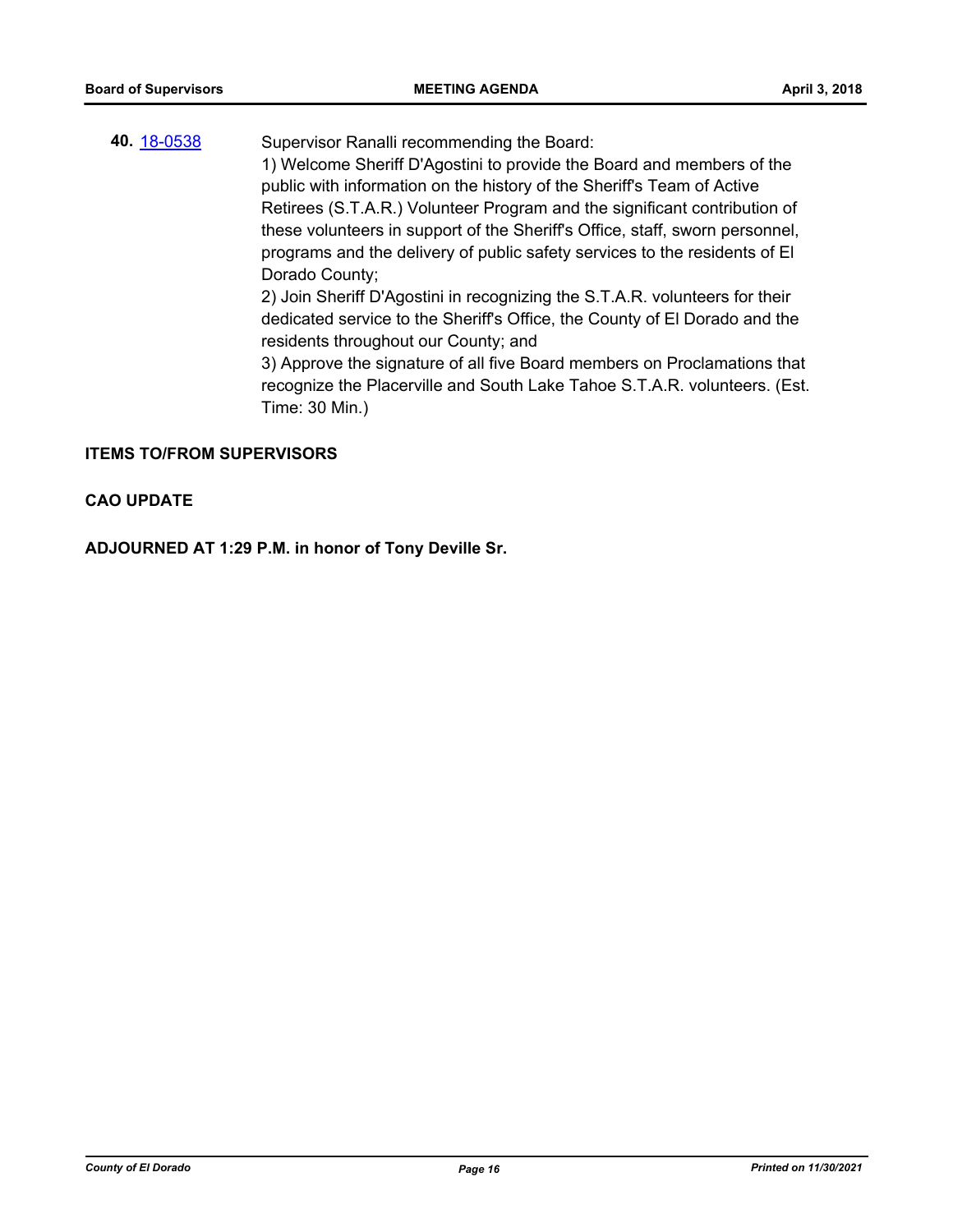**40.** 18-0538 Supervisor Ranalli recommending the Board:

1) Welcome Sheriff D'Agostini to provide the Board and members of the public with information on the history of the Sheriff's Team of Active Retirees (S.T.A.R.) Volunteer Program and the significant contribution of these volunteers in support of the Sheriff's Office, staff, sworn personnel, programs and the delivery of public safety services to the residents of El Dorado County;

2) Join Sheriff D'Agostini in recognizing the S.T.A.R. volunteers for their dedicated service to the Sheriff's Office, the County of El Dorado and the residents throughout our County; and

3) Approve the signature of all five Board members on Proclamations that recognize the Placerville and South Lake Tahoe S.T.A.R. volunteers. (Est. Time: 30 Min.)

**ITEMS TO/FROM SUPERVISORS**

**CAO UPDATE**

**ADJOURNED AT 1:29 P.M. in honor of Tony Deville Sr.**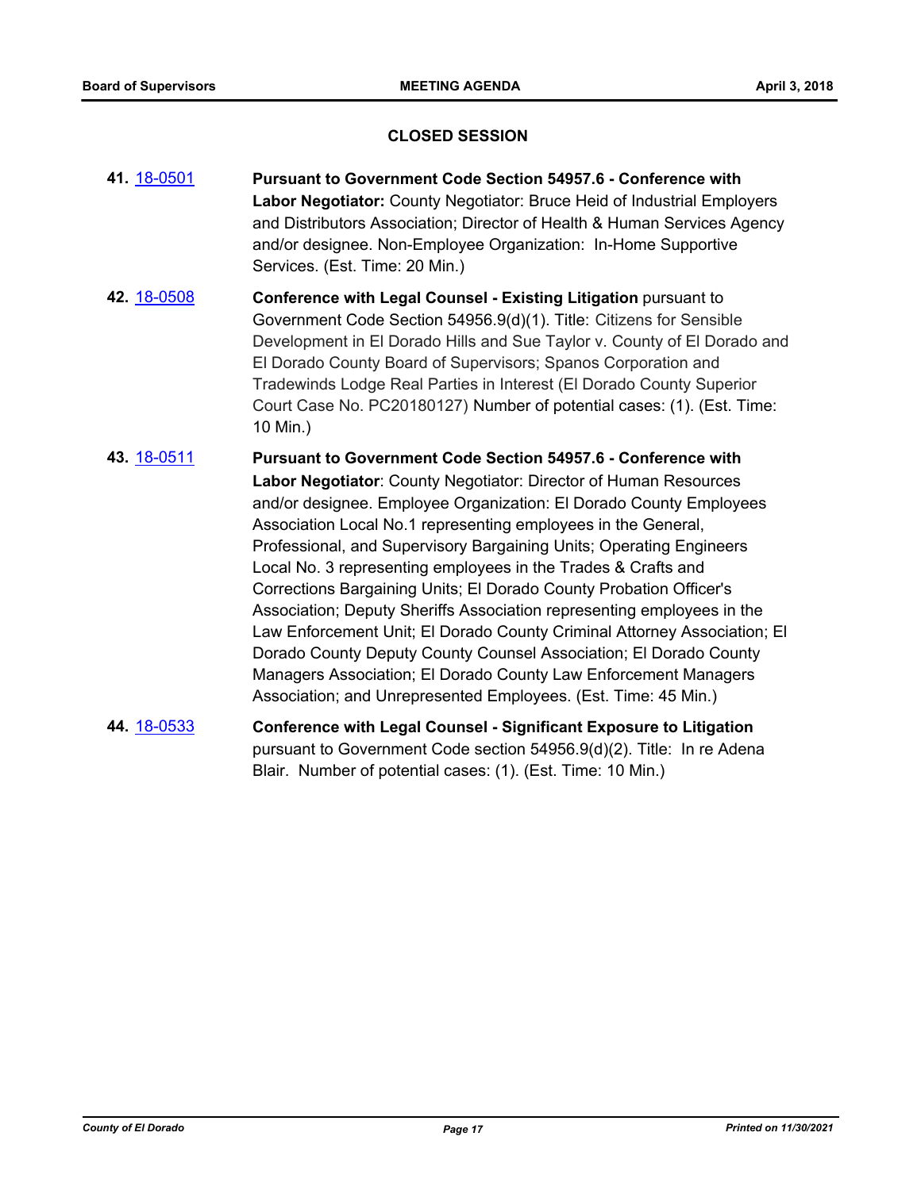## CLOSED SESSION

**41.** 18-0501 **Pursuant to Government Code Section 54957.6 - Conference with Labor Negotiator:** County Negotiator: Bruce Heid of Industrial Employers and Distributors Association; Director of Health & Human Services Agency and/or designee. Non-Employee Organization: In-Home Supportive Services. (Est. Time: 20 Min.)

**42.** 18-0508 **Conference with Legal Counsel - Existing Litigation** pursuant to Government Code Section 54956.9(d)(1). Title: Citizens for Sensible Development in El Dorado Hills and Sue Taylor v. County of El Dorado and El Dorado County Board of Supervisors; Spanos Corporation and Tradewinds Lodge Real Parties in Interest (El Dorado County Superior Court Case No. PC20180127) Number of potential cases: (1). (Est. Time: 10 Min.)

**43.** 18-0511 **Pursuant to Government Code Section 54957.6 - Conference with Labor Negotiator**: County Negotiator: Director of Human Resources and/or designee. Employee Organization: El Dorado County Employees Association Local No.1 representing employees in the General, Professional, and Supervisory Bargaining Units; Operating Engineers Local No. 3 representing employees in the Trades & Crafts and Corrections Bargaining Units; El Dorado County Probation Officer's Association; Deputy Sheriffs Association representing employees in the Law Enforcement Unit; El Dorado County Criminal Attorney Association; El Dorado County Deputy County Counsel Association; El Dorado County Managers Association; El Dorado County Law Enforcement Managers Association; and Unrepresented Employees. (Est. Time: 45 Min.)

**44.** 18-0533 **Conference with Legal Counsel - Significant Exposure to Litigation** pursuant to Government Code section 54956.9(d)(2). Title: In re Adena Blair. Number of potential cases: (1). (Est. Time: 10 Min.)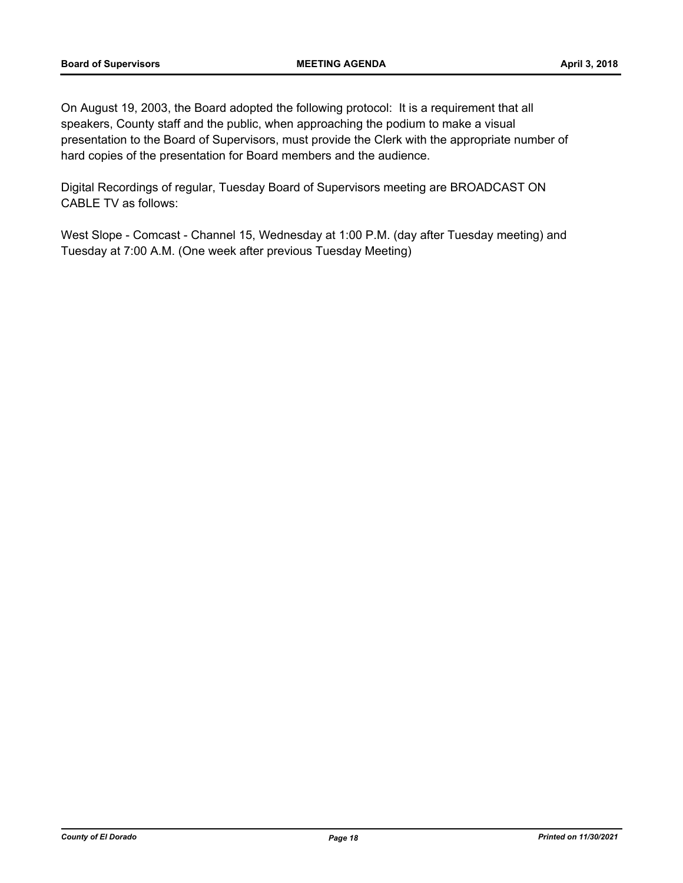On August 19, 2003, the Board adopted the following protocol: It is a requirement that all speakers, County staff and the public, when approaching the podium to make a visual presentation to the Board of Supervisors, must provide the Clerk with the appropriate number of hard copies of the presentation for Board members and the audience.

Digital Recordings of regular, Tuesday Board of Supervisors meeting are BROADCAST ON CABLE TV as follows:

West Slope - Comcast - Channel 15, Wednesday at 1:00 P.M. (day after Tuesday meeting) and Tuesday at 7:00 A.M. (One week after previous Tuesday Meeting)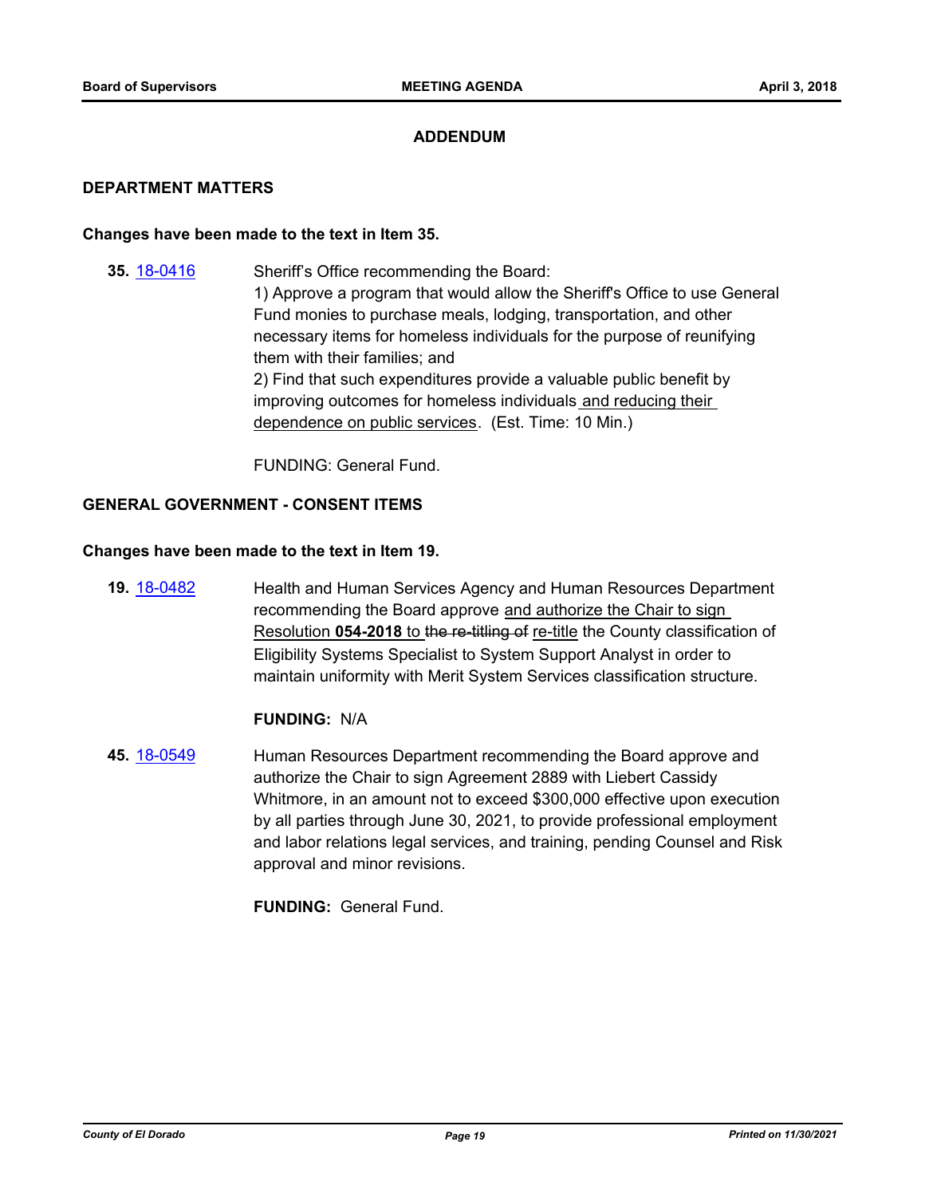## ADDENDUM

### DEPARTMENT MATTERS

**Changes have been made to the text in Item 35.**

**35.** 18-0416 Sheriff's Office recommending the Board:

1) Approve a program that would allow the Sheriff's Office to use General Fund monies to purchase meals, lodging, transportation, and other necessary items for homeless individuals for the purpose of reunifying them with their families; and

2) Find that such expenditures provide a valuable public benefit by improving outcomes for homeless individuals <u>and reducing their dependence on public services</u>. (Est. Time: 10 Min.)

FUNDING: General Fund.

### GENERAL GOVERNMENT - CONSENT ITEMS

**Changes have been made to the text in Item 19.**

**19.** 18-0482 Health and Human Services Agency and Human Resources Department recommending the Board approve <u>and authorize the Chair to sign Resolution **054-2018** to</u> ~~the re-titling of~~ <u>re-title</u> the County classification of Eligibility Systems Specialist to System Support Analyst in order to maintain uniformity with Merit System Services classification structure.

**FUNDING:** N/A

**45.** 18-0549 Human Resources Department recommending the Board approve and authorize the Chair to sign Agreement 2889 with Liebert Cassidy Whitmore, in an amount not to exceed $300,000 effective upon execution by all parties through June 30, 2021, to provide professional employment and labor relations legal services, and training, pending Counsel and Risk approval and minor revisions.

**FUNDING:** General Fund.